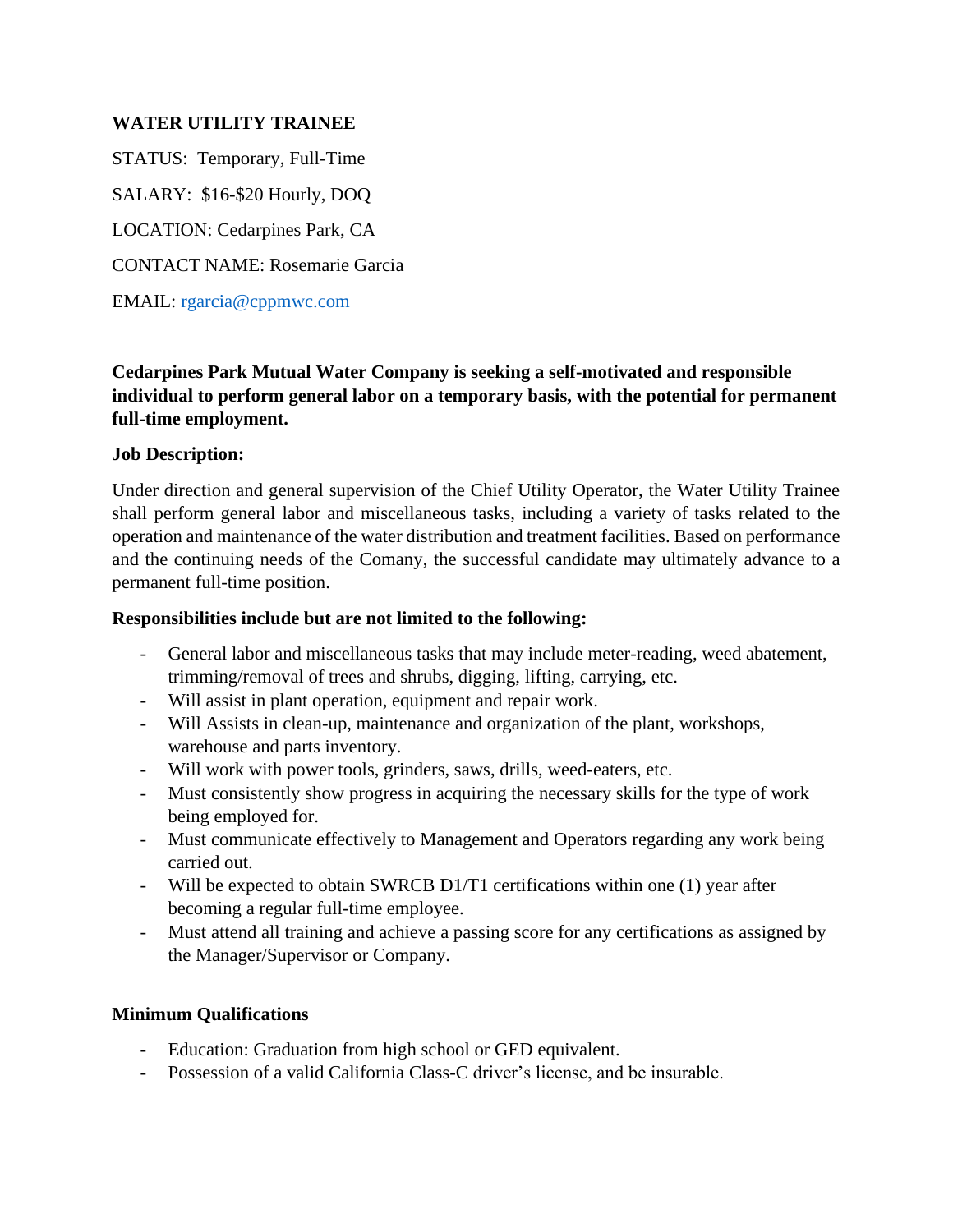**WATER UTILITY TRAINEE**

STATUS: Temporary, Full-Time

SALARY: $16-$20 Hourly, DOQ

LOCATION: Cedarpines Park, CA

CONTACT NAME: Rosemarie Garcia

EMAIL: rgarcia@cppmwc.com

**Cedarpines Park Mutual Water Company is seeking a self-motivated and responsible individual to perform general labor on a temporary basis, with the potential for permanent full-time employment.**

**Job Description:**

Under direction and general supervision of the Chief Utility Operator, the Water Utility Trainee shall perform general labor and miscellaneous tasks, including a variety of tasks related to the operation and maintenance of the water distribution and treatment facilities. Based on performance and the continuing needs of the Comany, the successful candidate may ultimately advance to a permanent full-time position.

**Responsibilities include but are not limited to the following:**

- General labor and miscellaneous tasks that may include meter-reading, weed abatement, trimming/removal of trees and shrubs, digging, lifting, carrying, etc.
- Will assist in plant operation, equipment and repair work.
- Will Assists in clean-up, maintenance and organization of the plant, workshops, warehouse and parts inventory.
- Will work with power tools, grinders, saws, drills, weed-eaters, etc.
- Must consistently show progress in acquiring the necessary skills for the type of work being employed for.
- Must communicate effectively to Management and Operators regarding any work being carried out.
- Will be expected to obtain SWRCB D1/T1 certifications within one (1) year after becoming a regular full-time employee.
- Must attend all training and achieve a passing score for any certifications as assigned by the Manager/Supervisor or Company.

**Minimum Qualifications**

- Education: Graduation from high school or GED equivalent.
- Possession of a valid California Class-C driver's license, and be insurable.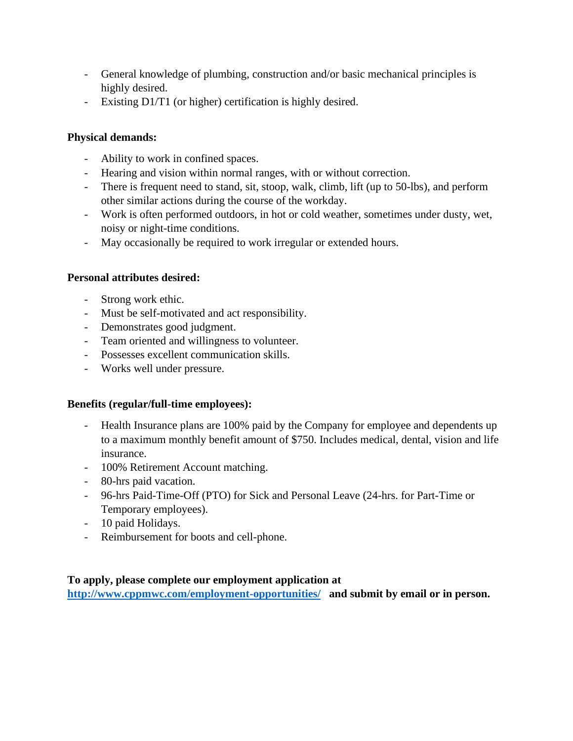- General knowledge of plumbing, construction and/or basic mechanical principles is highly desired.
- Existing D1/T1 (or higher) certification is highly desired.

**Physical demands:**

- Ability to work in confined spaces.
- Hearing and vision within normal ranges, with or without correction.
- There is frequent need to stand, sit, stoop, walk, climb, lift (up to 50-lbs), and perform other similar actions during the course of the workday.
- Work is often performed outdoors, in hot or cold weather, sometimes under dusty, wet, noisy or night-time conditions.
- May occasionally be required to work irregular or extended hours.

**Personal attributes desired:**

- Strong work ethic.
- Must be self-motivated and act responsibility.
- Demonstrates good judgment.
- Team oriented and willingness to volunteer.
- Possesses excellent communication skills.
- Works well under pressure.

**Benefits (regular/full-time employees):**

- Health Insurance plans are 100% paid by the Company for employee and dependents up to a maximum monthly benefit amount of $750. Includes medical, dental, vision and life insurance.
- 100% Retirement Account matching.
- 80-hrs paid vacation.
- 96-hrs Paid-Time-Off (PTO) for Sick and Personal Leave (24-hrs. for Part-Time or Temporary employees).
- 10 paid Holidays.
- Reimbursement for boots and cell-phone.

**To apply, please complete our employment application at [http://www.cppmwc.com/employment-opportunities/](http://www.cppmwc.com/employment-opportunities/) and submit by email or in person.**